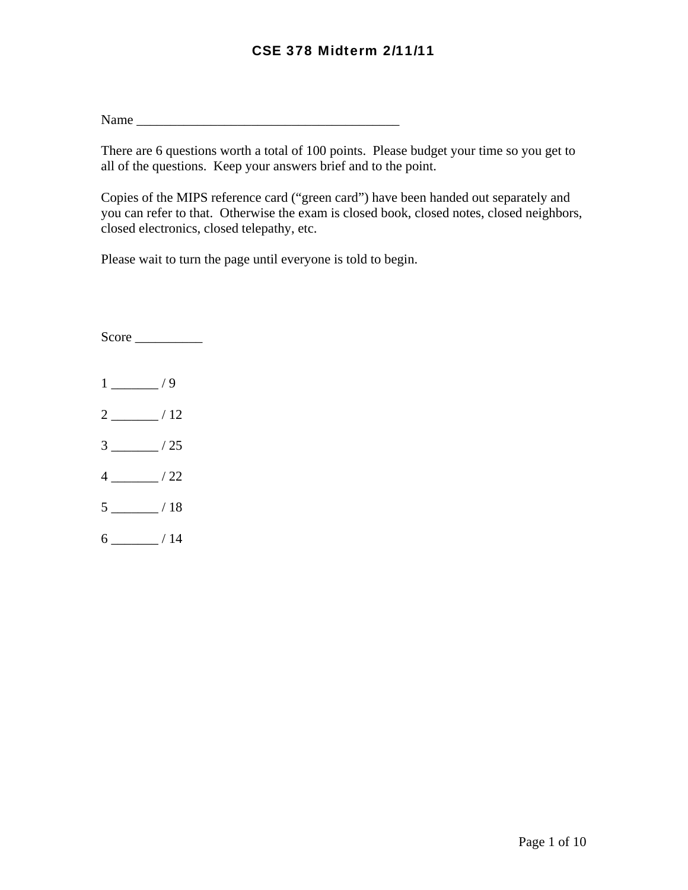# CSE 378 Midterm 2/11/11

Name ________________________________________

There are 6 questions worth a total of 100 points. Please budget your time so you get to all of the questions. Keep your answers brief and to the point.

Copies of the MIPS reference card ("green card") have been handed out separately and you can refer to that. Otherwise the exam is closed book, closed notes, closed neighbors, closed electronics, closed telepathy, etc.

Please wait to turn the page until everyone is told to begin.

Score __________

1 _______ / 9

2 _______ / 12

3 _______ / 25

4 _______ / 22

5 _______ / 18

6 _______ / 14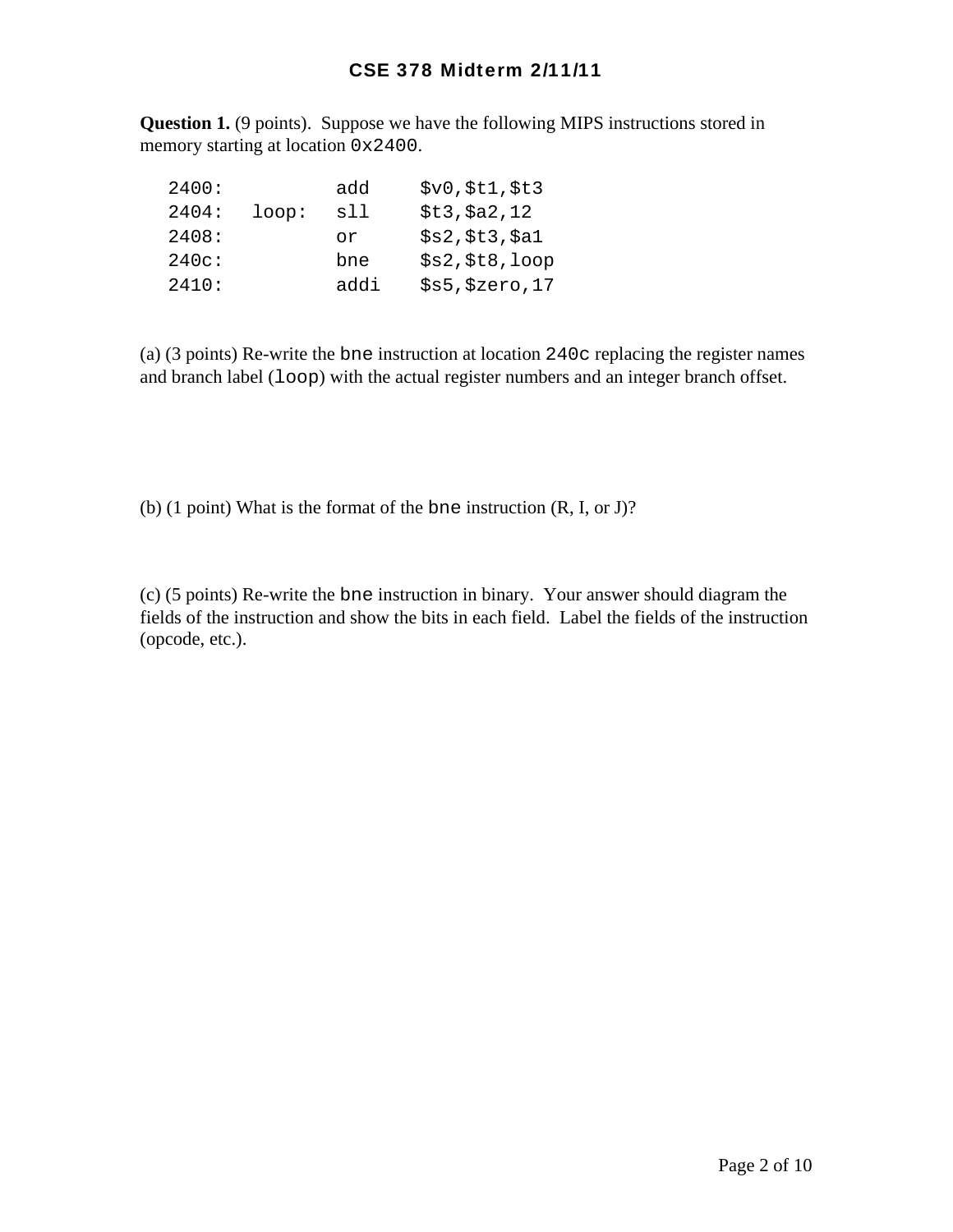# CSE 378 Midterm 2/11/11

**Question 1.** (9 points). Suppose we have the following MIPS instructions stored in memory starting at location `0x2400`.

```
2400:          add     $v0,$t1,$t3
2404:   loop:  sll     $t3,$a2,12
2408:          or      $s2,$t3,$a1
240c:          bne     $s2,$t8,loop
2410:          addi    $s5,$zero,17
```

(a) (3 points) Re-write the `bne` instruction at location `240c` replacing the register names and branch label (`loop`) with the actual register numbers and an integer branch offset.

(b) (1 point) What is the format of the `bne` instruction (R, I, or J)?

(c) (5 points) Re-write the `bne` instruction in binary. Your answer should diagram the fields of the instruction and show the bits in each field. Label the fields of the instruction (opcode, etc.).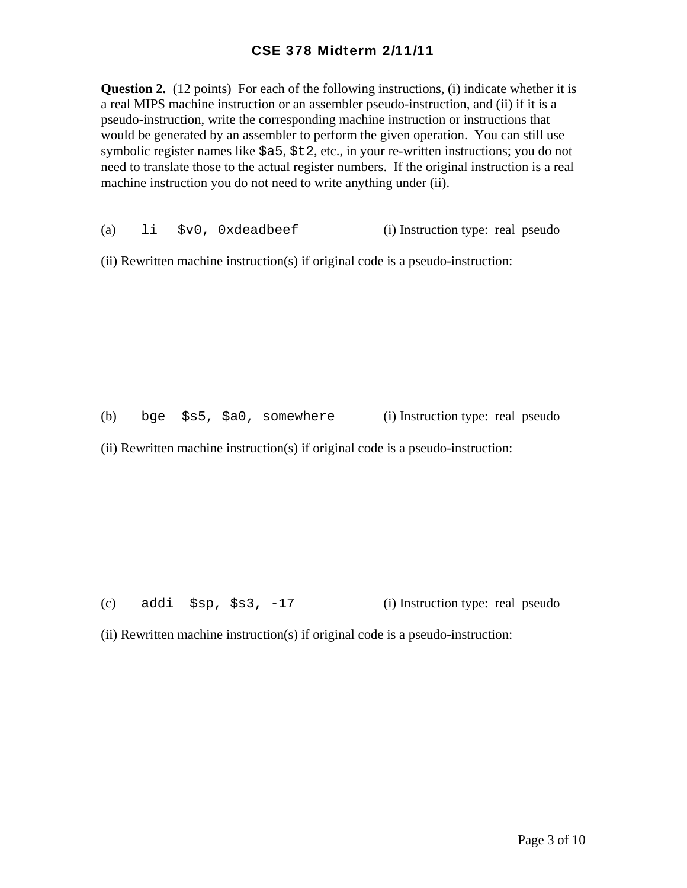**Question 2.** (12 points) For each of the following instructions, (i) indicate whether it is a real MIPS machine instruction or an assembler pseudo-instruction, and (ii) if it is a pseudo-instruction, write the corresponding machine instruction or instructions that would be generated by an assembler to perform the given operation. You can still use symbolic register names like `$a5`, `$t2`, etc., in your re-written instructions; you do not need to translate those to the actual register numbers. If the original instruction is a real machine instruction you do not need to write anything under (ii).

(a) `li $v0, 0xdeadbeef` (i) Instruction type: real pseudo

(ii) Rewritten machine instruction(s) if original code is a pseudo-instruction:

(b) `bge $s5, $a0, somewhere` (i) Instruction type: real pseudo

(ii) Rewritten machine instruction(s) if original code is a pseudo-instruction:

(c) `addi $sp, $s3, -17` (i) Instruction type: real pseudo

(ii) Rewritten machine instruction(s) if original code is a pseudo-instruction: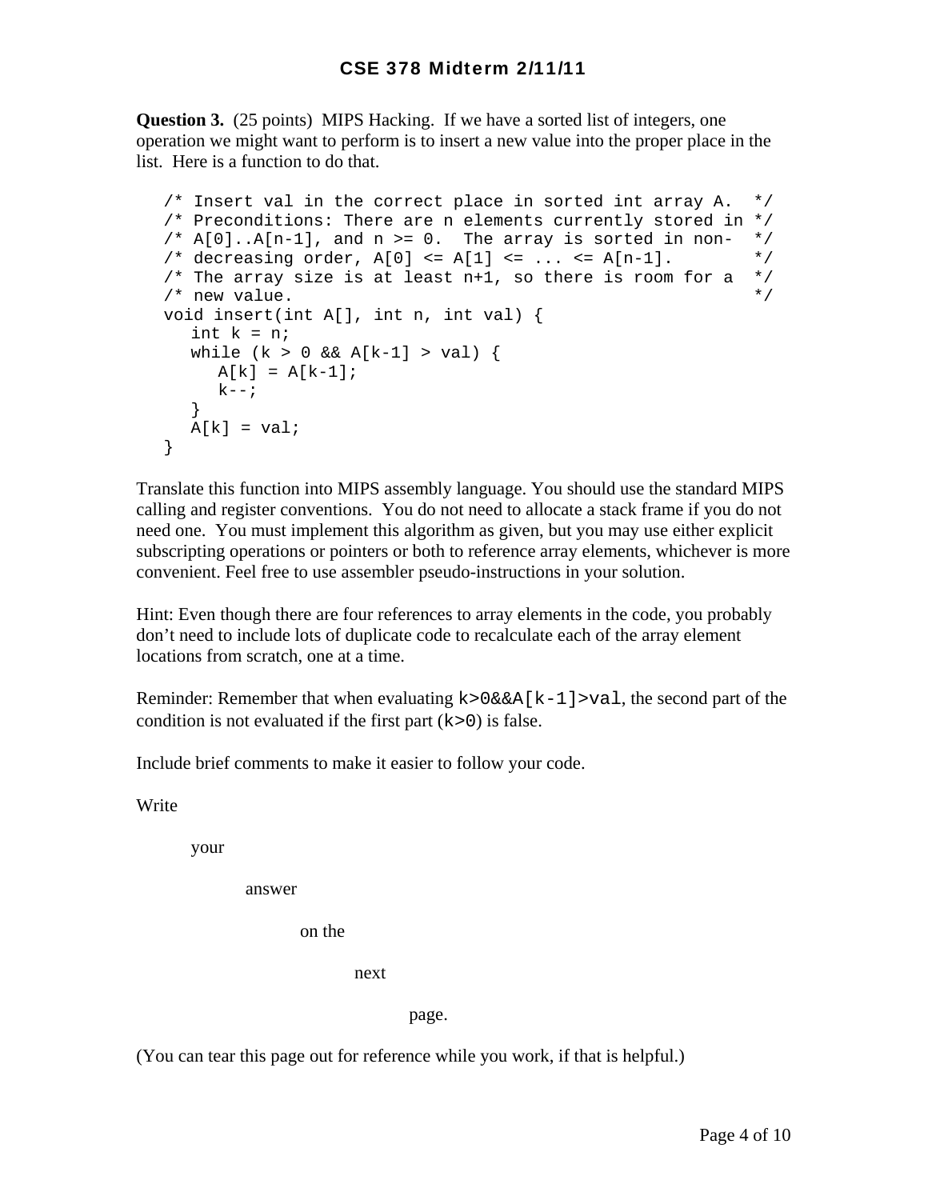**Question 3.** (25 points) MIPS Hacking. If we have a sorted list of integers, one operation we might want to perform is to insert a new value into the proper place in the list. Here is a function to do that.

```
/* Insert val in the correct place in sorted int array A.  */
/* Preconditions: There are n elements currently stored in */
/* A[0]..A[n-1], and n >= 0.  The array is sorted in non-  */
/* decreasing order, A[0] <= A[1] <= ... <= A[n-1].        */
/* The array size is at least n+1, so there is room for a  */
/* new value.                                              */
void insert(int A[], int n, int val) {
   int k = n;
   while (k > 0 && A[k-1] > val) {
      A[k] = A[k-1];
      k--;
   }
   A[k] = val;
}
```

Translate this function into MIPS assembly language. You should use the standard MIPS calling and register conventions. You do not need to allocate a stack frame if you do not need one. You must implement this algorithm as given, but you may use either explicit subscripting operations or pointers or both to reference array elements, whichever is more convenient. Feel free to use assembler pseudo-instructions in your solution.

Hint: Even though there are four references to array elements in the code, you probably don't need to include lots of duplicate code to recalculate each of the array element locations from scratch, one at a time.

Reminder: Remember that when evaluating `k>0&&A[k-1]>val`, the second part of the condition is not evaluated if the first part (`k>0`) is false.

Include brief comments to make it easier to follow your code.

Write

your

answer

on the

next

page.

(You can tear this page out for reference while you work, if that is helpful.)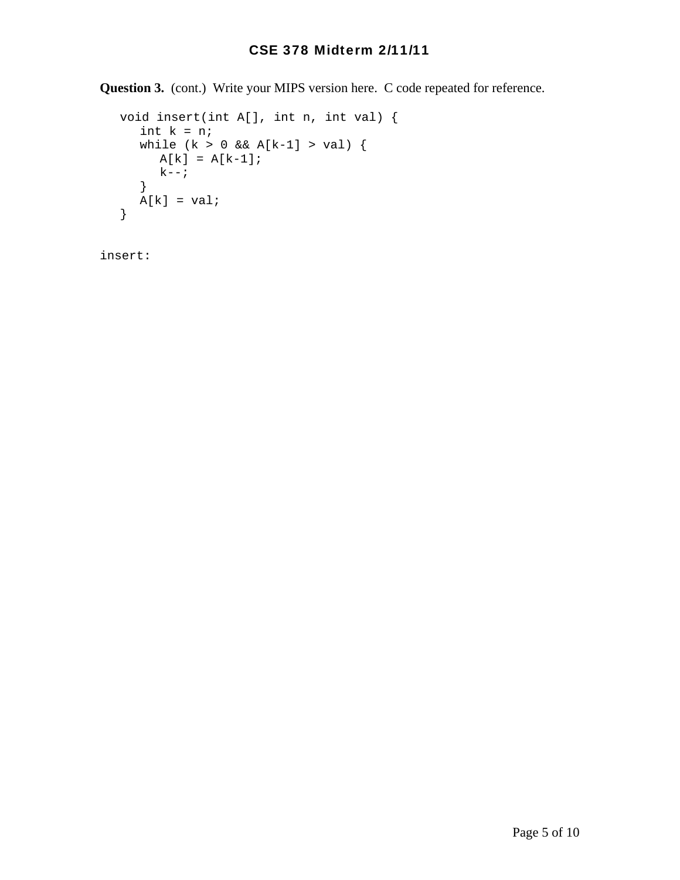**Question 3.** (cont.) Write your MIPS version here. C code repeated for reference.

```
void insert(int A[], int n, int val) {
   int k = n;
   while (k > 0 && A[k-1] > val) {
      A[k] = A[k-1];
      k--;
   }
   A[k] = val;
}
```

```
insert:
```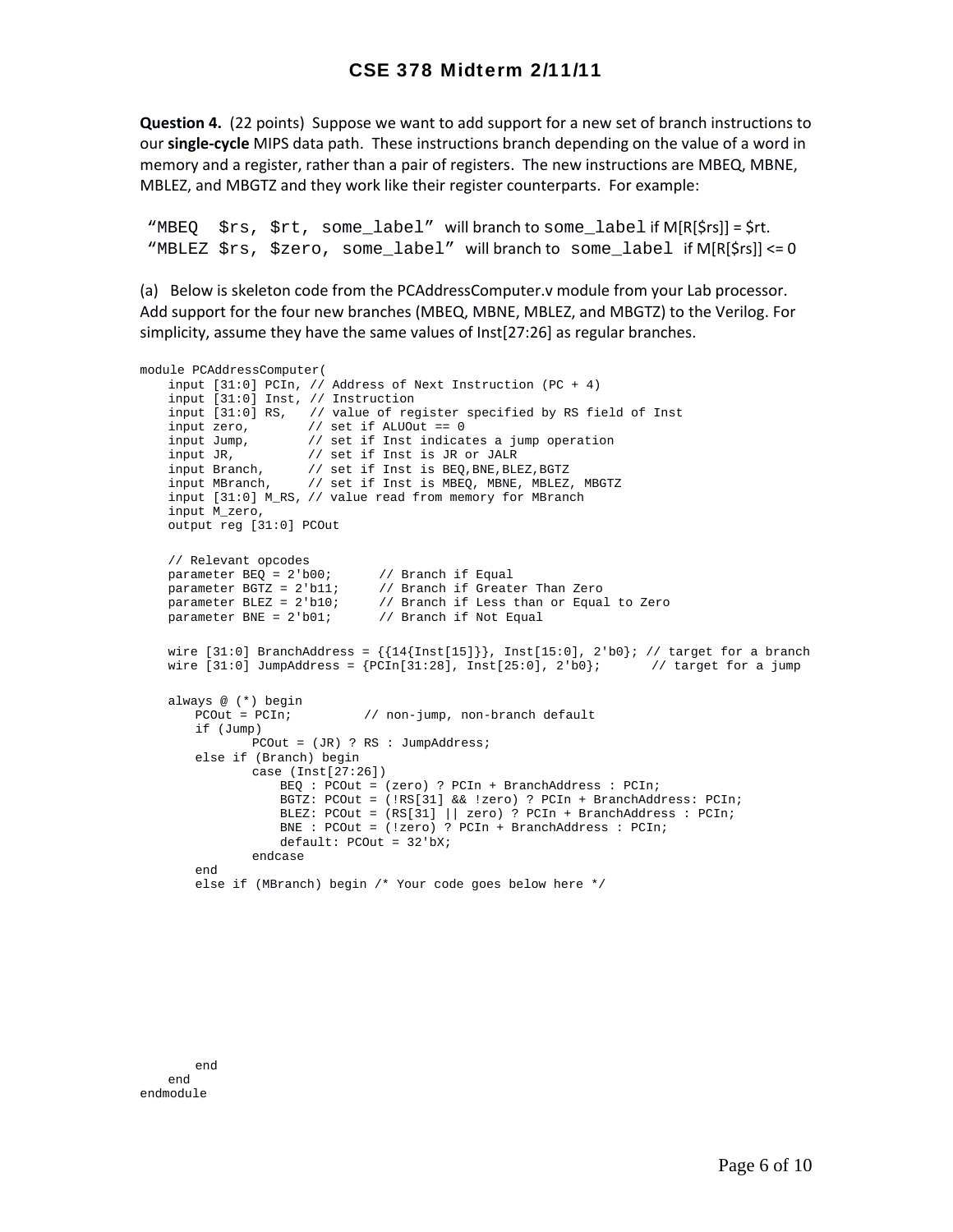**Question 4.** (22 points) Suppose we want to add support for a new set of branch instructions to our **single-cycle** MIPS data path. These instructions branch depending on the value of a word in memory and a register, rather than a pair of registers. The new instructions are MBEQ, MBNE, MBLEZ, and MBGTZ and they work like their register counterparts. For example:

"`MBEQ  $rs, $rt, some_label`" will branch to `some_label` if M[R[$rs]] = $rt.
"`MBLEZ $rs, $zero, some_label`" will branch to `some_label` if M[R[$rs]] <= 0

(a) Below is skeleton code from the PCAddressComputer.v module from your Lab processor. Add support for the four new branches (MBEQ, MBNE, MBLEZ, and MBGTZ) to the Verilog. For simplicity, assume they have the same values of Inst[27:26] as regular branches.

```
module PCAddressComputer(
    input [31:0] PCIn, // Address of Next Instruction (PC + 4)
    input [31:0] Inst, // Instruction
    input [31:0] RS,   // value of register specified by RS field of Inst
    input zero,        // set if ALUOut == 0
    input Jump,        // set if Inst indicates a jump operation
    input JR,          // set if Inst is JR or JALR
    input Branch,      // set if Inst is BEQ,BNE,BLEZ,BGTZ
    input MBranch,     // set if Inst is MBEQ, MBNE, MBLEZ, MBGTZ
    input [31:0] M_RS, // value read from memory for MBranch
    input M_zero,
    output reg [31:0] PCOut

    // Relevant opcodes
    parameter BEQ = 2'b00;      // Branch if Equal
    parameter BGTZ = 2'b11;     // Branch if Greater Than Zero
    parameter BLEZ = 2'b10;     // Branch if Less than or Equal to Zero
    parameter BNE = 2'b01;      // Branch if Not Equal

    wire [31:0] BranchAddress = {{14{Inst[15]}}, Inst[15:0], 2'b0}; // target for a branch
    wire [31:0] JumpAddress = {PCIn[31:28], Inst[25:0], 2'b0};      // target for a jump

    always @ (*) begin
        PCOut = PCIn;          // non-jump, non-branch default
        if (Jump)
                PCOut = (JR) ? RS : JumpAddress;
        else if (Branch) begin
                case (Inst[27:26])
                    BEQ : PCOut = (zero) ? PCIn + BranchAddress : PCIn;
                    BGTZ: PCOut = (!RS[31] && !zero) ? PCIn + BranchAddress: PCIn;
                    BLEZ: PCOut = (RS[31] || zero) ? PCIn + BranchAddress : PCIn;
                    BNE : PCOut = (!zero) ? PCIn + BranchAddress : PCIn;
                    default: PCOut = 32'bX;
                endcase
        end
        else if (MBranch) begin /* Your code goes below here */










        end
    end
endmodule
```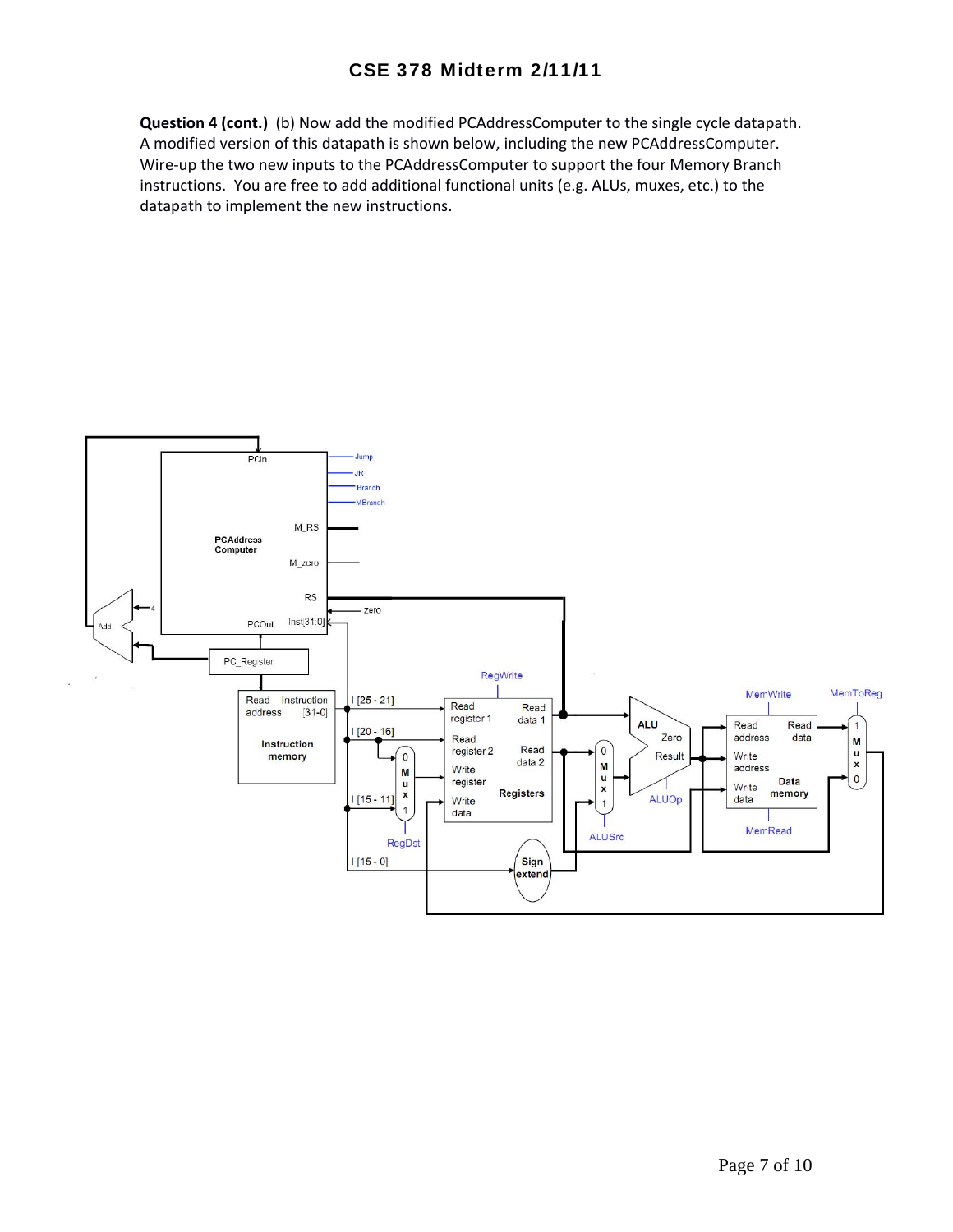**Question 4 (cont.)** (b) Now add the modified PCAddressComputer to the single cycle datapath. A modified version of this datapath is shown below, including the new PCAddressComputer. Wire-up the two new inputs to the PCAddressComputer to support the four Memory Branch instructions. You are free to add additional functional units (e.g. ALUs, muxes, etc.) to the datapath to implement the new instructions.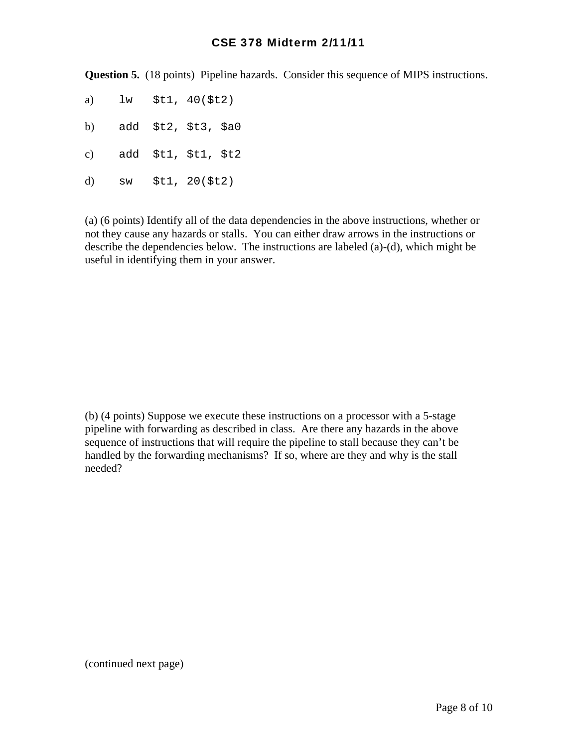# CSE 378 Midterm 2/11/11

**Question 5.** (18 points) Pipeline hazards. Consider this sequence of MIPS instructions.

```
a)   lw   $t1, 40($t2)
b)   add  $t2, $t3, $a0
c)   add  $t1, $t1, $t2
d)   sw   $t1, 20($t2)
```

(a) (6 points) Identify all of the data dependencies in the above instructions, whether or not they cause any hazards or stalls. You can either draw arrows in the instructions or describe the dependencies below. The instructions are labeled (a)-(d), which might be useful in identifying them in your answer.

(b) (4 points) Suppose we execute these instructions on a processor with a 5-stage pipeline with forwarding as described in class. Are there any hazards in the above sequence of instructions that will require the pipeline to stall because they can't be handled by the forwarding mechanisms? If so, where are they and why is the stall needed?

(continued next page)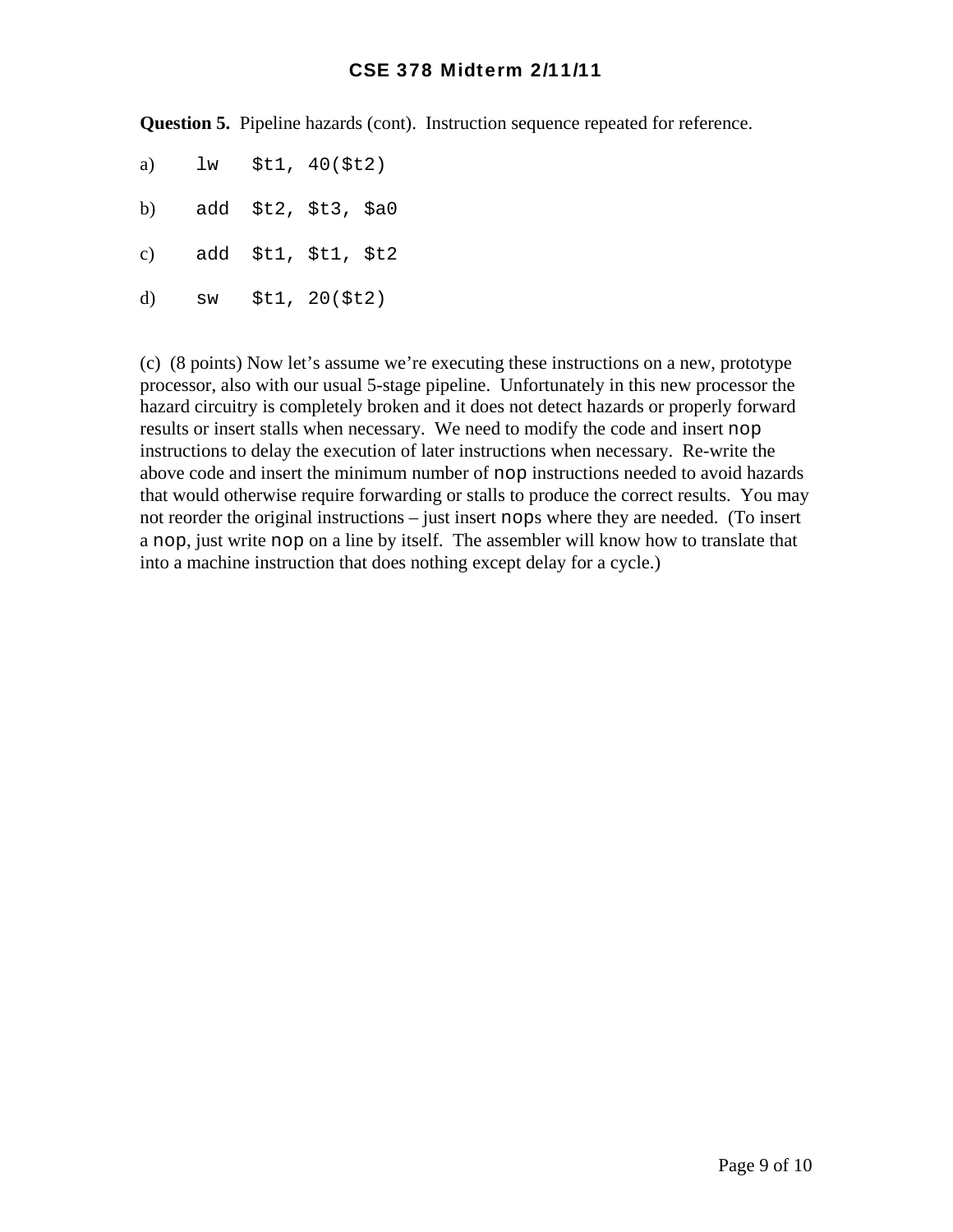**Question 5.** Pipeline hazards (cont). Instruction sequence repeated for reference.

```
a)    lw    $t1, 40($t2)

b)    add   $t2, $t3, $a0

c)    add   $t1, $t1, $t2

d)    sw    $t1, 20($t2)
```

(c) (8 points) Now let's assume we're executing these instructions on a new, prototype processor, also with our usual 5-stage pipeline. Unfortunately in this new processor the hazard circuitry is completely broken and it does not detect hazards or properly forward results or insert stalls when necessary. We need to modify the code and insert `nop` instructions to delay the execution of later instructions when necessary. Re-write the above code and insert the minimum number of `nop` instructions needed to avoid hazards that would otherwise require forwarding or stalls to produce the correct results. You may not reorder the original instructions – just insert `nop`s where they are needed. (To insert a `nop`, just write `nop` on a line by itself. The assembler will know how to translate that into a machine instruction that does nothing except delay for a cycle.)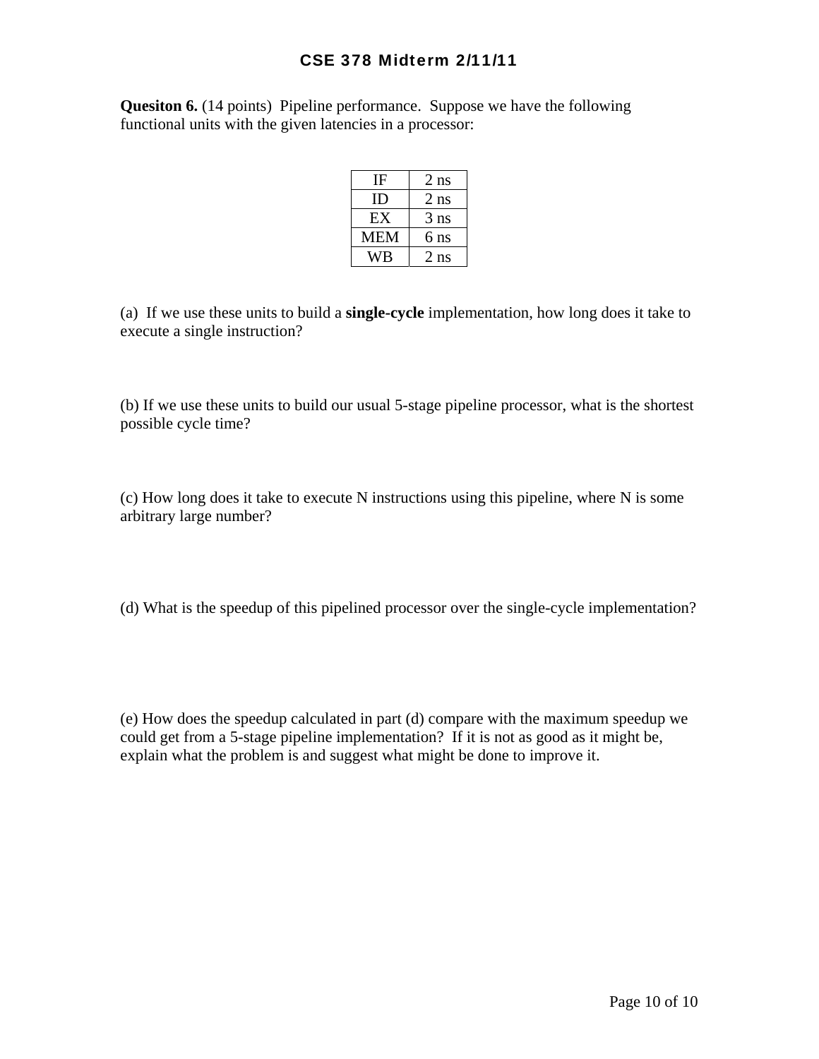**Quesiton 6.** (14 points) Pipeline performance. Suppose we have the following functional units with the given latencies in a processor:

| | |
|---|---|
| IF | 2 ns |
| ID | 2 ns |
| EX | 3 ns |
| MEM | 6 ns |
| WB | 2 ns |

(a) If we use these units to build a **single-cycle** implementation, how long does it take to execute a single instruction?

(b) If we use these units to build our usual 5-stage pipeline processor, what is the shortest possible cycle time?

(c) How long does it take to execute N instructions using this pipeline, where N is some arbitrary large number?

(d) What is the speedup of this pipelined processor over the single-cycle implementation?

(e) How does the speedup calculated in part (d) compare with the maximum speedup we could get from a 5-stage pipeline implementation? If it is not as good as it might be, explain what the problem is and suggest what might be done to improve it.